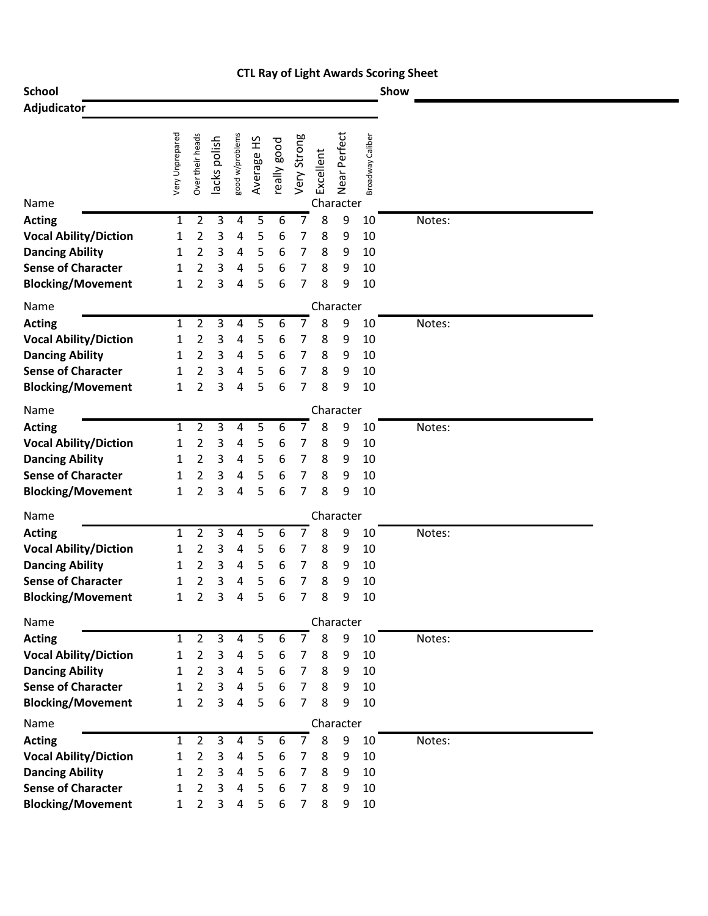# CTL Ray of Light Awards Scoring Sheet

**School** ____________________ **Show** ____________________

**Adjudicator** ____________________

| Name ____________ | Very Unprepared | Over their heads | lacks polish | good w/problems | Average HS | really good | Very Strong | Excellent | Near Perfect | Broadway Caliber | Character ____________ |
|---|---|---|---|---|---|---|---|---|---|---|---|
| **Acting** | 1 | 2 | 3 | 4 | 5 | 6 | 7 | 8 | 9 | 10 | Notes: |
| **Vocal Ability/Diction** | 1 | 2 | 3 | 4 | 5 | 6 | 7 | 8 | 9 | 10 | |
| **Dancing Ability** | 1 | 2 | 3 | 4 | 5 | 6 | 7 | 8 | 9 | 10 | |
| **Sense of Character** | 1 | 2 | 3 | 4 | 5 | 6 | 7 | 8 | 9 | 10 | |
| **Blocking/Movement** | 1 | 2 | 3 | 4 | 5 | 6 | 7 | 8 | 9 | 10 | |

| Name ____________ | | | | | | | | | | | Character ____________ |
|---|---|---|---|---|---|---|---|---|---|---|---|
| **Acting** | 1 | 2 | 3 | 4 | 5 | 6 | 7 | 8 | 9 | 10 | Notes: |
| **Vocal Ability/Diction** | 1 | 2 | 3 | 4 | 5 | 6 | 7 | 8 | 9 | 10 | |
| **Dancing Ability** | 1 | 2 | 3 | 4 | 5 | 6 | 7 | 8 | 9 | 10 | |
| **Sense of Character** | 1 | 2 | 3 | 4 | 5 | 6 | 7 | 8 | 9 | 10 | |
| **Blocking/Movement** | 1 | 2 | 3 | 4 | 5 | 6 | 7 | 8 | 9 | 10 | |

| Name ____________ | | | | | | | | | | | Character ____________ |
|---|---|---|---|---|---|---|---|---|---|---|---|
| **Acting** | 1 | 2 | 3 | 4 | 5 | 6 | 7 | 8 | 9 | 10 | Notes: |
| **Vocal Ability/Diction** | 1 | 2 | 3 | 4 | 5 | 6 | 7 | 8 | 9 | 10 | |
| **Dancing Ability** | 1 | 2 | 3 | 4 | 5 | 6 | 7 | 8 | 9 | 10 | |
| **Sense of Character** | 1 | 2 | 3 | 4 | 5 | 6 | 7 | 8 | 9 | 10 | |
| **Blocking/Movement** | 1 | 2 | 3 | 4 | 5 | 6 | 7 | 8 | 9 | 10 | |

| Name ____________ | | | | | | | | | | | Character ____________ |
|---|---|---|---|---|---|---|---|---|---|---|---|
| **Acting** | 1 | 2 | 3 | 4 | 5 | 6 | 7 | 8 | 9 | 10 | Notes: |
| **Vocal Ability/Diction** | 1 | 2 | 3 | 4 | 5 | 6 | 7 | 8 | 9 | 10 | |
| **Dancing Ability** | 1 | 2 | 3 | 4 | 5 | 6 | 7 | 8 | 9 | 10 | |
| **Sense of Character** | 1 | 2 | 3 | 4 | 5 | 6 | 7 | 8 | 9 | 10 | |
| **Blocking/Movement** | 1 | 2 | 3 | 4 | 5 | 6 | 7 | 8 | 9 | 10 | |

| Name ____________ | | | | | | | | | | | Character ____________ |
|---|---|---|---|---|---|---|---|---|---|---|---|
| **Acting** | 1 | 2 | 3 | 4 | 5 | 6 | 7 | 8 | 9 | 10 | Notes: |
| **Vocal Ability/Diction** | 1 | 2 | 3 | 4 | 5 | 6 | 7 | 8 | 9 | 10 | |
| **Dancing Ability** | 1 | 2 | 3 | 4 | 5 | 6 | 7 | 8 | 9 | 10 | |
| **Sense of Character** | 1 | 2 | 3 | 4 | 5 | 6 | 7 | 8 | 9 | 10 | |
| **Blocking/Movement** | 1 | 2 | 3 | 4 | 5 | 6 | 7 | 8 | 9 | 10 | |

| Name ____________ | | | | | | | | | | | Character ____________ |
|---|---|---|---|---|---|---|---|---|---|---|---|
| **Acting** | 1 | 2 | 3 | 4 | 5 | 6 | 7 | 8 | 9 | 10 | Notes: |
| **Vocal Ability/Diction** | 1 | 2 | 3 | 4 | 5 | 6 | 7 | 8 | 9 | 10 | |
| **Dancing Ability** | 1 | 2 | 3 | 4 | 5 | 6 | 7 | 8 | 9 | 10 | |
| **Sense of Character** | 1 | 2 | 3 | 4 | 5 | 6 | 7 | 8 | 9 | 10 | |
| **Blocking/Movement** | 1 | 2 | 3 | 4 | 5 | 6 | 7 | 8 | 9 | 10 | |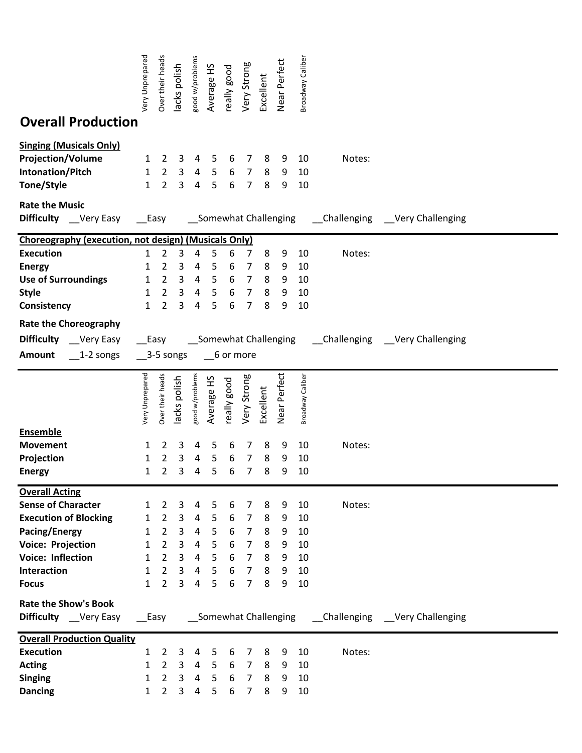## Overall Production

| | Very Unprepared | Over their heads | lacks polish | good w/problems | Average HS | really good | Very Strong | Excellent | Near Perfect | Broadway Caliber | |
|---|---|---|---|---|---|---|---|---|---|---|---|
| **Singing (Musicals Only)** | | | | | | | | | | | |
| **Projection/Volume** | 1 | 2 | 3 | 4 | 5 | 6 | 7 | 8 | 9 | 10 | Notes: |
| **Intonation/Pitch** | 1 | 2 | 3 | 4 | 5 | 6 | 7 | 8 | 9 | 10 | |
| **Tone/Style** | 1 | 2 | 3 | 4 | 5 | 6 | 7 | 8 | 9 | 10 | |

**Rate the Music**

**Difficulty** __Very Easy __Easy __Somewhat Challenging __Challenging __Very Challenging

| **Choreography (execution, not design) (Musicals Only)** | | | | | | | | | | | |
|---|---|---|---|---|---|---|---|---|---|---|---|
| **Execution** | 1 | 2 | 3 | 4 | 5 | 6 | 7 | 8 | 9 | 10 | Notes: |
| **Energy** | 1 | 2 | 3 | 4 | 5 | 6 | 7 | 8 | 9 | 10 | |
| **Use of Surroundings** | 1 | 2 | 3 | 4 | 5 | 6 | 7 | 8 | 9 | 10 | |
| **Style** | 1 | 2 | 3 | 4 | 5 | 6 | 7 | 8 | 9 | 10 | |
| **Consistency** | 1 | 2 | 3 | 4 | 5 | 6 | 7 | 8 | 9 | 10 | |

**Rate the Choreography**

**Difficulty** __Very Easy __Easy __Somewhat Challenging __Challenging __Very Challenging

**Amount** __1-2 songs __3-5 songs __6 or more

| | Very Unprepared | Over their heads | lacks polish | good w/problems | Average HS | really good | Very Strong | Excellent | Near Perfect | Broadway Caliber | |
|---|---|---|---|---|---|---|---|---|---|---|---|
| **Ensemble** | | | | | | | | | | | |
| **Movement** | 1 | 2 | 3 | 4 | 5 | 6 | 7 | 8 | 9 | 10 | Notes: |
| **Projection** | 1 | 2 | 3 | 4 | 5 | 6 | 7 | 8 | 9 | 10 | |
| **Energy** | 1 | 2 | 3 | 4 | 5 | 6 | 7 | 8 | 9 | 10 | |

| **Overall Acting** | | | | | | | | | | | |
|---|---|---|---|---|---|---|---|---|---|---|---|
| **Sense of Character** | 1 | 2 | 3 | 4 | 5 | 6 | 7 | 8 | 9 | 10 | Notes: |
| **Execution of Blocking** | 1 | 2 | 3 | 4 | 5 | 6 | 7 | 8 | 9 | 10 | |
| **Pacing/Energy** | 1 | 2 | 3 | 4 | 5 | 6 | 7 | 8 | 9 | 10 | |
| **Voice: Projection** | 1 | 2 | 3 | 4 | 5 | 6 | 7 | 8 | 9 | 10 | |
| **Voice: Inflection** | 1 | 2 | 3 | 4 | 5 | 6 | 7 | 8 | 9 | 10 | |
| **Interaction** | 1 | 2 | 3 | 4 | 5 | 6 | 7 | 8 | 9 | 10 | |
| **Focus** | 1 | 2 | 3 | 4 | 5 | 6 | 7 | 8 | 9 | 10 | |

**Rate the Show's Book**

**Difficulty** __Very Easy __Easy __Somewhat Challenging __Challenging __Very Challenging

| **Overall Production Quality** | | | | | | | | | | | |
|---|---|---|---|---|---|---|---|---|---|---|---|
| **Execution** | 1 | 2 | 3 | 4 | 5 | 6 | 7 | 8 | 9 | 10 | Notes: |
| **Acting** | 1 | 2 | 3 | 4 | 5 | 6 | 7 | 8 | 9 | 10 | |
| **Singing** | 1 | 2 | 3 | 4 | 5 | 6 | 7 | 8 | 9 | 10 | |
| **Dancing** | 1 | 2 | 3 | 4 | 5 | 6 | 7 | 8 | 9 | 10 | |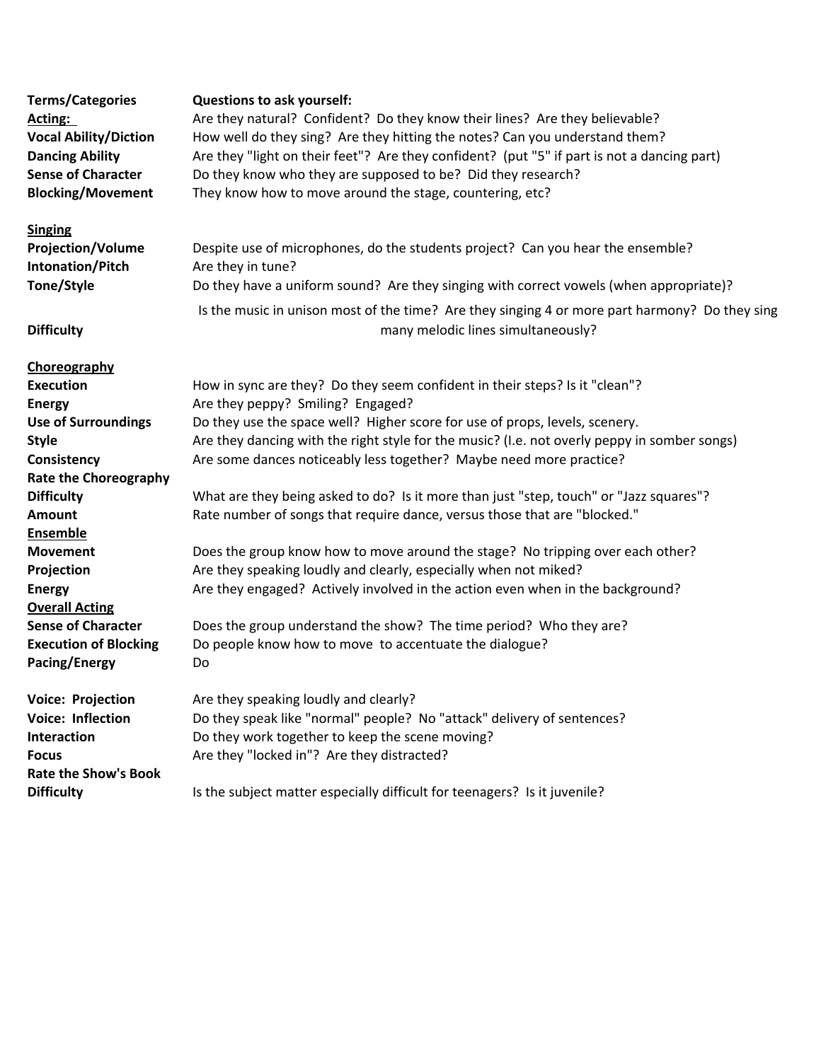| Terms/Categories | Questions to ask yourself: |
|---|---|
| **<u>Acting:</u>** | Are they natural? Confident? Do they know their lines? Are they believable? |
| **Vocal Ability/Diction** | How well do they sing? Are they hitting the notes? Can you understand them? |
| **Dancing Ability** | Are they "light on their feet"? Are they confident? (put "5" if part is not a dancing part) |
| **Sense of Character** | Do they know who they are supposed to be? Did they research? |
| **Blocking/Movement** | They know how to move around the stage, countering, etc? |
| | |
| **<u>Singing</u>** | |
| **Projection/Volume** | Despite use of microphones, do the students project? Can you hear the ensemble? |
| **Intonation/Pitch** | Are they in tune? |
| **Tone/Style** | Do they have a uniform sound? Are they singing with correct vowels (when appropriate)? |
| **Difficulty** | Is the music in unison most of the time? Are they singing 4 or more part harmony? Do they sing many melodic lines simultaneously? |
| | |
| **<u>Choreography</u>** | |
| **Execution** | How in sync are they? Do they seem confident in their steps? Is it "clean"? |
| **Energy** | Are they peppy? Smiling? Engaged? |
| **Use of Surroundings** | Do they use the space well? Higher score for use of props, levels, scenery. |
| **Style** | Are they dancing with the right style for the music? (I.e. not overly peppy in somber songs) |
| **Consistency** | Are some dances noticeably less together? Maybe need more practice? |
| **Rate the Choreography** | |
| **Difficulty** | What are they being asked to do? Is it more than just "step, touch" or "Jazz squares"? |
| **Amount** | Rate number of songs that require dance, versus those that are "blocked." |
| **<u>Ensemble</u>** | |
| **Movement** | Does the group know how to move around the stage? No tripping over each other? |
| **Projection** | Are they speaking loudly and clearly, especially when not miked? |
| **Energy** | Are they engaged? Actively involved in the action even when in the background? |
| **<u>Overall Acting</u>** | |
| **Sense of Character** | Does the group understand the show? The time period? Who they are? |
| **Execution of Blocking** | Do people know how to move to accentuate the dialogue? |
| **Pacing/Energy** | Do |
| | |
| **Voice: Projection** | Are they speaking loudly and clearly? |
| **Voice: Inflection** | Do they speak like "normal" people? No "attack" delivery of sentences? |
| **Interaction** | Do they work together to keep the scene moving? |
| **Focus** | Are they "locked in"? Are they distracted? |
| **Rate the Show's Book** | |
| **Difficulty** | Is the subject matter especially difficult for teenagers? Is it juvenile? |